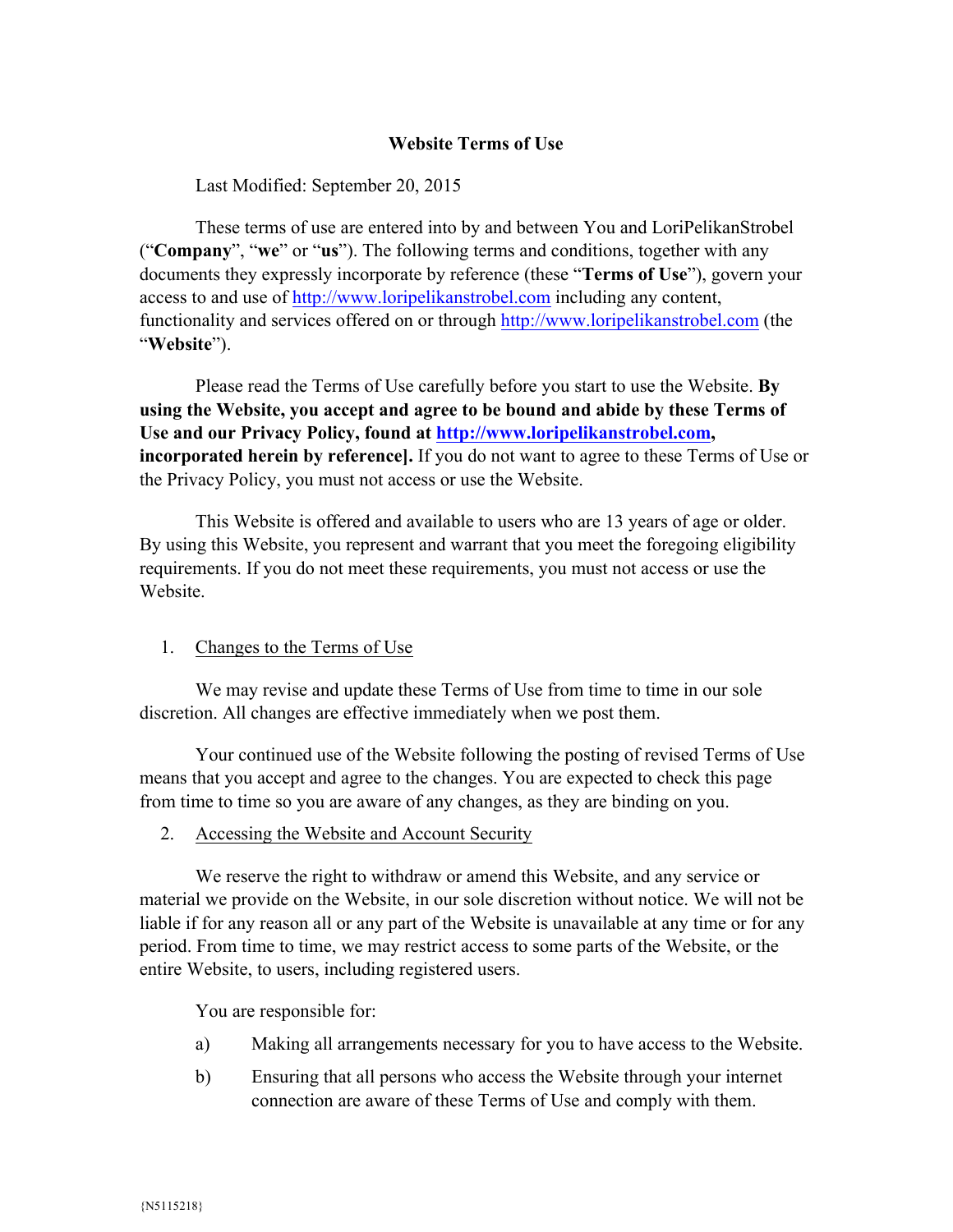# Website Terms of Use

Last Modified: September 20, 2015

These terms of use are entered into by and between You and LoriPelikanStrobel ("**Company**", "**we**" or "**us**"). The following terms and conditions, together with any documents they expressly incorporate by reference (these "**Terms of Use**"), govern your access to and use of http://www.loripelikanstrobel.com including any content, functionality and services offered on or through http://www.loripelikanstrobel.com (the "**Website**").

Please read the Terms of Use carefully before you start to use the Website. **By using the Website, you accept and agree to be bound and abide by these Terms of Use and our Privacy Policy, found at http://www.loripelikanstrobel.com, incorporated herein by reference].** If you do not want to agree to these Terms of Use or the Privacy Policy, you must not access or use the Website.

This Website is offered and available to users who are 13 years of age or older. By using this Website, you represent and warrant that you meet the foregoing eligibility requirements. If you do not meet these requirements, you must not access or use the Website.

## 1. Changes to the Terms of Use

We may revise and update these Terms of Use from time to time in our sole discretion. All changes are effective immediately when we post them.

Your continued use of the Website following the posting of revised Terms of Use means that you accept and agree to the changes. You are expected to check this page from time to time so you are aware of any changes, as they are binding on you.

## 2. Accessing the Website and Account Security

We reserve the right to withdraw or amend this Website, and any service or material we provide on the Website, in our sole discretion without notice. We will not be liable if for any reason all or any part of the Website is unavailable at any time or for any period. From time to time, we may restrict access to some parts of the Website, or the entire Website, to users, including registered users.

You are responsible for:

a) Making all arrangements necessary for you to have access to the Website.

b) Ensuring that all persons who access the Website through your internet connection are aware of these Terms of Use and comply with them.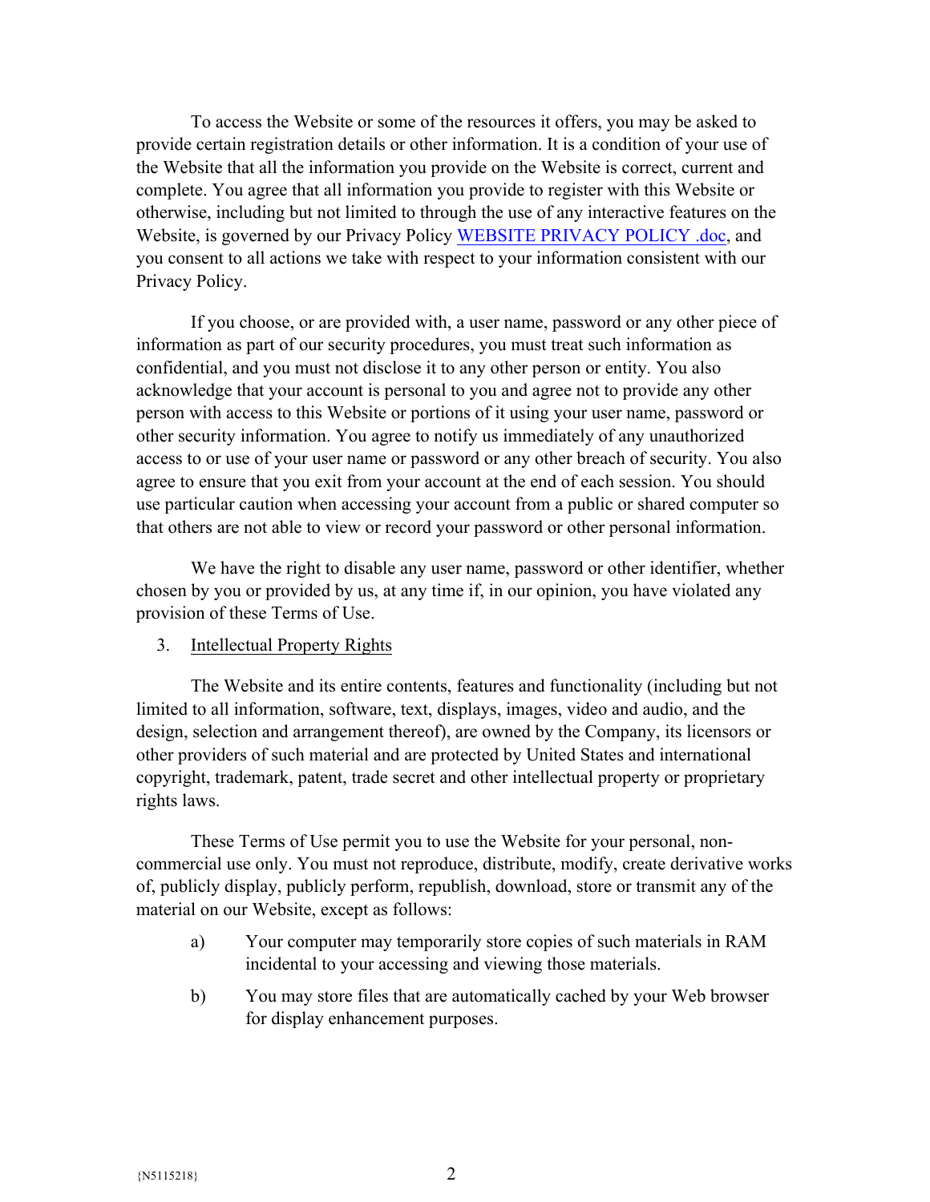To access the Website or some of the resources it offers, you may be asked to provide certain registration details or other information. It is a condition of your use of the Website that all the information you provide on the Website is correct, current and complete. You agree that all information you provide to register with this Website or otherwise, including but not limited to through the use of any interactive features on the Website, is governed by our Privacy Policy WEBSITE PRIVACY POLICY .doc, and you consent to all actions we take with respect to your information consistent with our Privacy Policy.

If you choose, or are provided with, a user name, password or any other piece of information as part of our security procedures, you must treat such information as confidential, and you must not disclose it to any other person or entity. You also acknowledge that your account is personal to you and agree not to provide any other person with access to this Website or portions of it using your user name, password or other security information. You agree to notify us immediately of any unauthorized access to or use of your user name or password or any other breach of security. You also agree to ensure that you exit from your account at the end of each session. You should use particular caution when accessing your account from a public or shared computer so that others are not able to view or record your password or other personal information.

We have the right to disable any user name, password or other identifier, whether chosen by you or provided by us, at any time if, in our opinion, you have violated any provision of these Terms of Use.

3. Intellectual Property Rights

The Website and its entire contents, features and functionality (including but not limited to all information, software, text, displays, images, video and audio, and the design, selection and arrangement thereof), are owned by the Company, its licensors or other providers of such material and are protected by United States and international copyright, trademark, patent, trade secret and other intellectual property or proprietary rights laws.

These Terms of Use permit you to use the Website for your personal, non-commercial use only. You must not reproduce, distribute, modify, create derivative works of, publicly display, publicly perform, republish, download, store or transmit any of the material on our Website, except as follows:

a) Your computer may temporarily store copies of such materials in RAM incidental to your accessing and viewing those materials.

b) You may store files that are automatically cached by your Web browser for display enhancement purposes.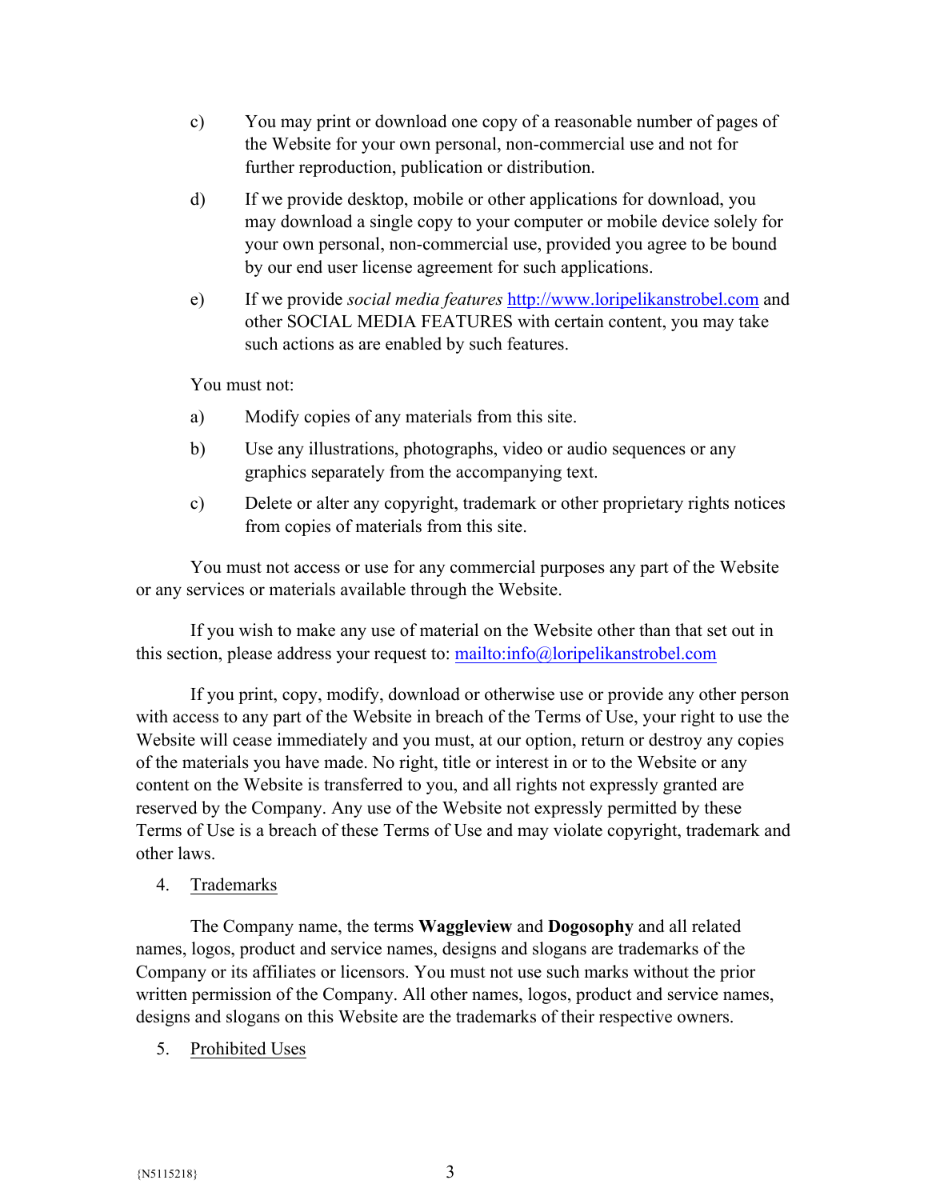c) You may print or download one copy of a reasonable number of pages of the Website for your own personal, non-commercial use and not for further reproduction, publication or distribution.

d) If we provide desktop, mobile or other applications for download, you may download a single copy to your computer or mobile device solely for your own personal, non-commercial use, provided you agree to be bound by our end user license agreement for such applications.

e) If we provide *social media features* [http://www.loripelikanstrobel.com](http://www.loripelikanstrobel.com) and other SOCIAL MEDIA FEATURES with certain content, you may take such actions as are enabled by such features.

You must not:

a) Modify copies of any materials from this site.

b) Use any illustrations, photographs, video or audio sequences or any graphics separately from the accompanying text.

c) Delete or alter any copyright, trademark or other proprietary rights notices from copies of materials from this site.

You must not access or use for any commercial purposes any part of the Website or any services or materials available through the Website.

If you wish to make any use of material on the Website other than that set out in this section, please address your request to: [mailto:info@loripelikanstrobel.com](mailto:info@loripelikanstrobel.com)

If you print, copy, modify, download or otherwise use or provide any other person with access to any part of the Website in breach of the Terms of Use, your right to use the Website will cease immediately and you must, at our option, return or destroy any copies of the materials you have made. No right, title or interest in or to the Website or any content on the Website is transferred to you, and all rights not expressly granted are reserved by the Company. Any use of the Website not expressly permitted by these Terms of Use is a breach of these Terms of Use and may violate copyright, trademark and other laws.

4. Trademarks

The Company name, the terms **Waggleview** and **Dogosophy** and all related names, logos, product and service names, designs and slogans are trademarks of the Company or its affiliates or licensors. You must not use such marks without the prior written permission of the Company. All other names, logos, product and service names, designs and slogans on this Website are the trademarks of their respective owners.

5. Prohibited Uses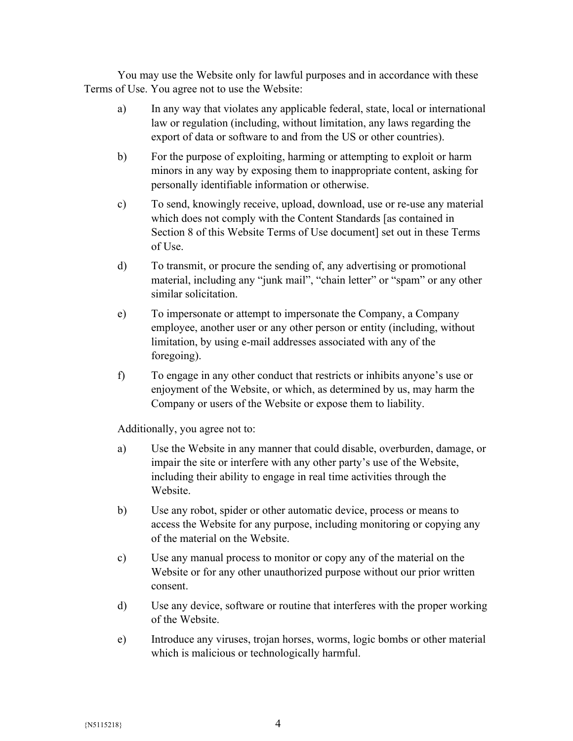You may use the Website only for lawful purposes and in accordance with these Terms of Use. You agree not to use the Website:

a) In any way that violates any applicable federal, state, local or international law or regulation (including, without limitation, any laws regarding the export of data or software to and from the US or other countries).

b) For the purpose of exploiting, harming or attempting to exploit or harm minors in any way by exposing them to inappropriate content, asking for personally identifiable information or otherwise.

c) To send, knowingly receive, upload, download, use or re-use any material which does not comply with the Content Standards [as contained in Section 8 of this Website Terms of Use document] set out in these Terms of Use.

d) To transmit, or procure the sending of, any advertising or promotional material, including any "junk mail", "chain letter" or "spam" or any other similar solicitation.

e) To impersonate or attempt to impersonate the Company, a Company employee, another user or any other person or entity (including, without limitation, by using e-mail addresses associated with any of the foregoing).

f) To engage in any other conduct that restricts or inhibits anyone's use or enjoyment of the Website, or which, as determined by us, may harm the Company or users of the Website or expose them to liability.

Additionally, you agree not to:

a) Use the Website in any manner that could disable, overburden, damage, or impair the site or interfere with any other party's use of the Website, including their ability to engage in real time activities through the Website.

b) Use any robot, spider or other automatic device, process or means to access the Website for any purpose, including monitoring or copying any of the material on the Website.

c) Use any manual process to monitor or copy any of the material on the Website or for any other unauthorized purpose without our prior written consent.

d) Use any device, software or routine that interferes with the proper working of the Website.

e) Introduce any viruses, trojan horses, worms, logic bombs or other material which is malicious or technologically harmful.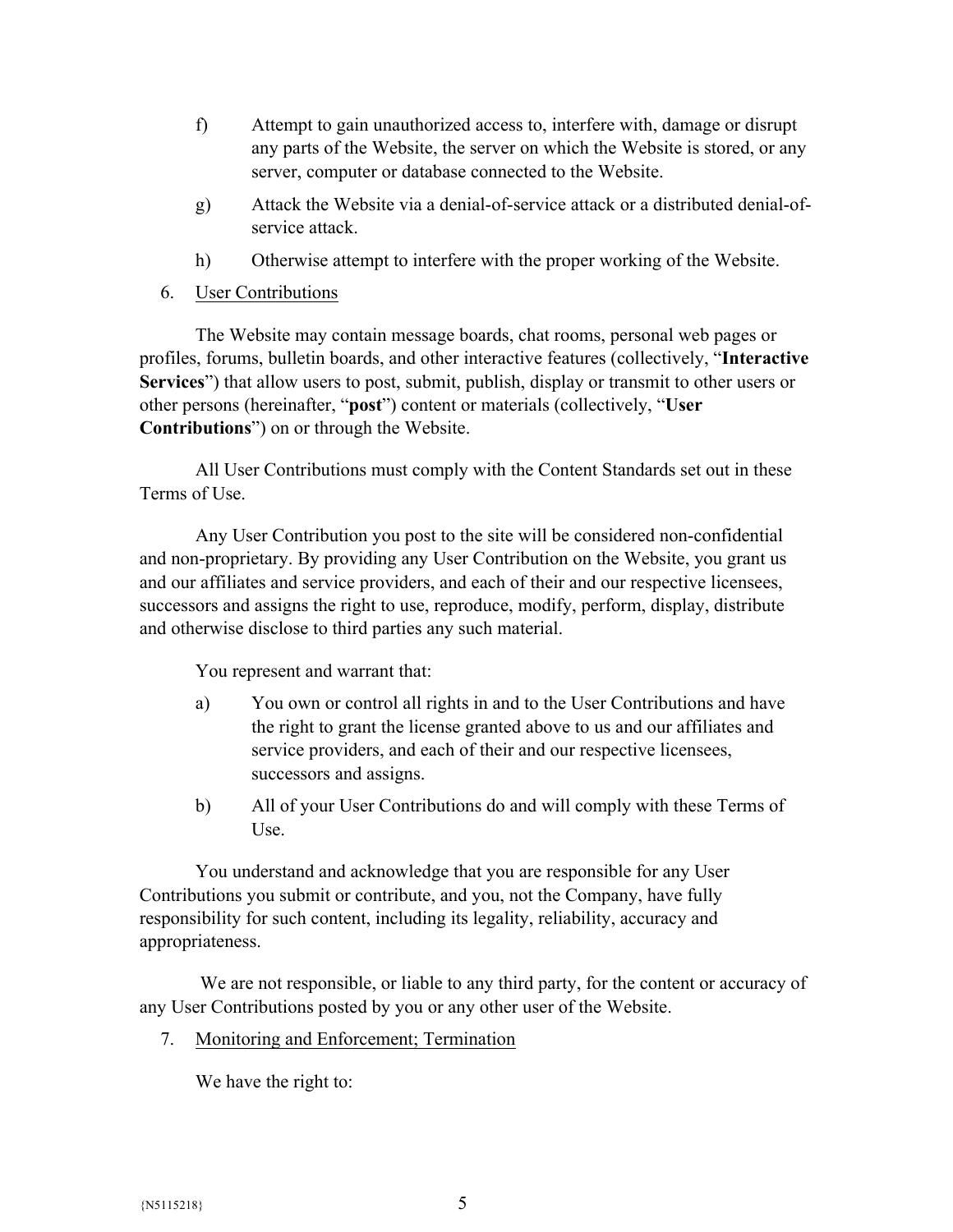f) Attempt to gain unauthorized access to, interfere with, damage or disrupt any parts of the Website, the server on which the Website is stored, or any server, computer or database connected to the Website.

g) Attack the Website via a denial-of-service attack or a distributed denial-of-service attack.

h) Otherwise attempt to interfere with the proper working of the Website.

6. User Contributions

The Website may contain message boards, chat rooms, personal web pages or profiles, forums, bulletin boards, and other interactive features (collectively, "**Interactive Services**") that allow users to post, submit, publish, display or transmit to other users or other persons (hereinafter, "**post**") content or materials (collectively, "**User Contributions**") on or through the Website.

All User Contributions must comply with the Content Standards set out in these Terms of Use.

Any User Contribution you post to the site will be considered non-confidential and non-proprietary. By providing any User Contribution on the Website, you grant us and our affiliates and service providers, and each of their and our respective licensees, successors and assigns the right to use, reproduce, modify, perform, display, distribute and otherwise disclose to third parties any such material.

You represent and warrant that:

a) You own or control all rights in and to the User Contributions and have the right to grant the license granted above to us and our affiliates and service providers, and each of their and our respective licensees, successors and assigns.

b) All of your User Contributions do and will comply with these Terms of Use.

You understand and acknowledge that you are responsible for any User Contributions you submit or contribute, and you, not the Company, have fully responsibility for such content, including its legality, reliability, accuracy and appropriateness.

We are not responsible, or liable to any third party, for the content or accuracy of any User Contributions posted by you or any other user of the Website.

7. Monitoring and Enforcement; Termination

We have the right to: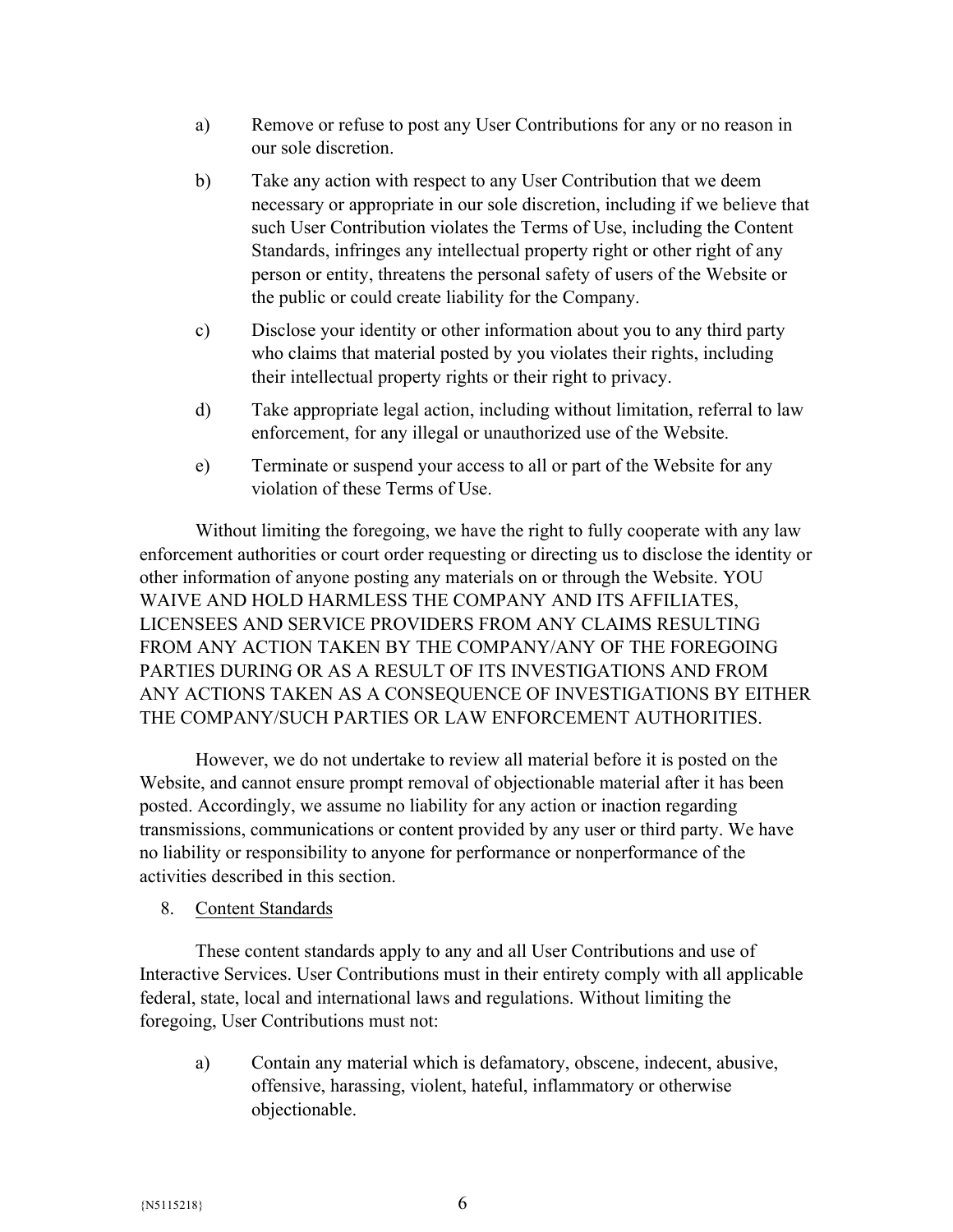a) Remove or refuse to post any User Contributions for any or no reason in our sole discretion.

b) Take any action with respect to any User Contribution that we deem necessary or appropriate in our sole discretion, including if we believe that such User Contribution violates the Terms of Use, including the Content Standards, infringes any intellectual property right or other right of any person or entity, threatens the personal safety of users of the Website or the public or could create liability for the Company.

c) Disclose your identity or other information about you to any third party who claims that material posted by you violates their rights, including their intellectual property rights or their right to privacy.

d) Take appropriate legal action, including without limitation, referral to law enforcement, for any illegal or unauthorized use of the Website.

e) Terminate or suspend your access to all or part of the Website for any violation of these Terms of Use.

Without limiting the foregoing, we have the right to fully cooperate with any law enforcement authorities or court order requesting or directing us to disclose the identity or other information of anyone posting any materials on or through the Website. YOU WAIVE AND HOLD HARMLESS THE COMPANY AND ITS AFFILIATES, LICENSEES AND SERVICE PROVIDERS FROM ANY CLAIMS RESULTING FROM ANY ACTION TAKEN BY THE COMPANY/ANY OF THE FOREGOING PARTIES DURING OR AS A RESULT OF ITS INVESTIGATIONS AND FROM ANY ACTIONS TAKEN AS A CONSEQUENCE OF INVESTIGATIONS BY EITHER THE COMPANY/SUCH PARTIES OR LAW ENFORCEMENT AUTHORITIES.

However, we do not undertake to review all material before it is posted on the Website, and cannot ensure prompt removal of objectionable material after it has been posted. Accordingly, we assume no liability for any action or inaction regarding transmissions, communications or content provided by any user or third party. We have no liability or responsibility to anyone for performance or nonperformance of the activities described in this section.

8. Content Standards

These content standards apply to any and all User Contributions and use of Interactive Services. User Contributions must in their entirety comply with all applicable federal, state, local and international laws and regulations. Without limiting the foregoing, User Contributions must not:

a) Contain any material which is defamatory, obscene, indecent, abusive, offensive, harassing, violent, hateful, inflammatory or otherwise objectionable.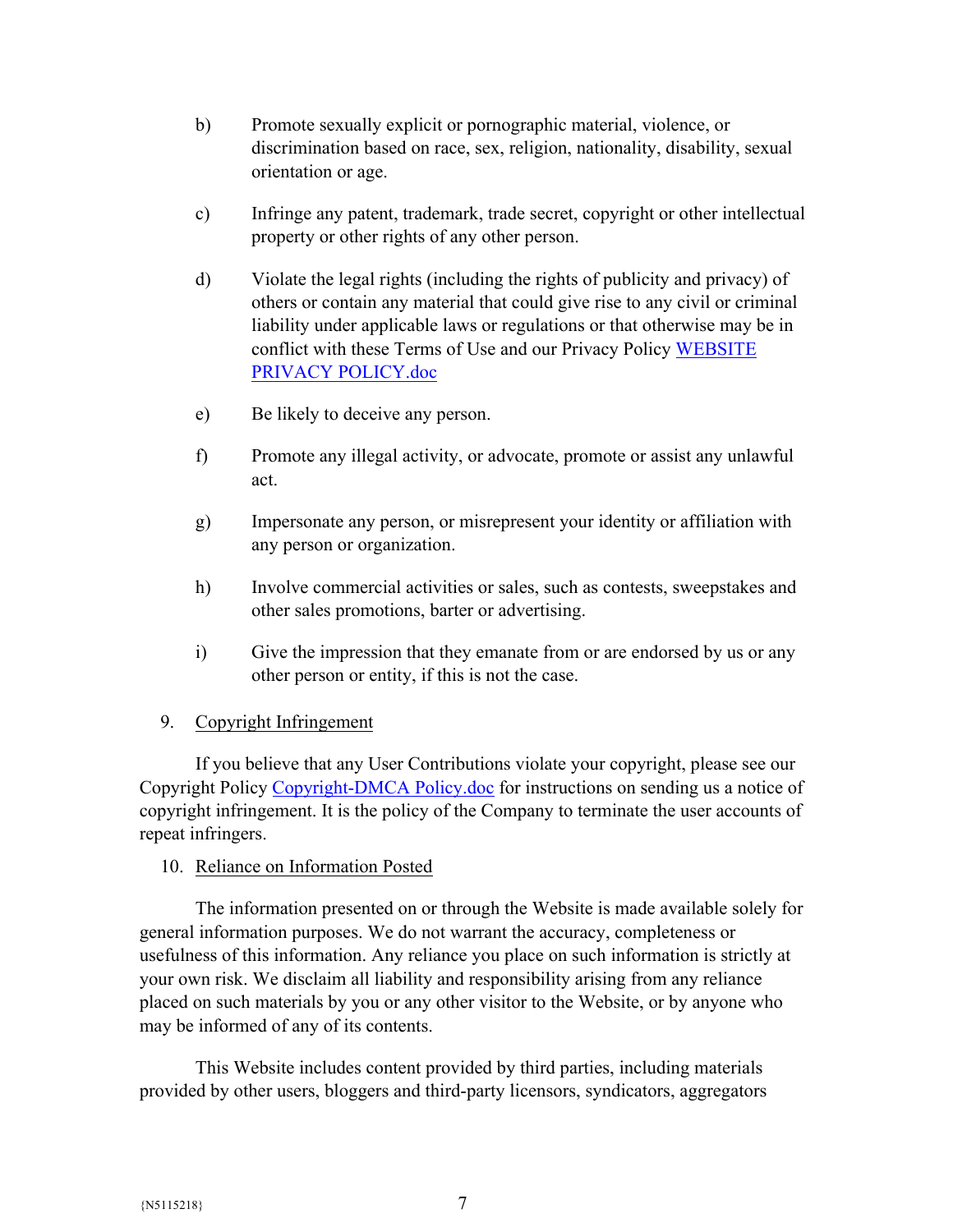b) Promote sexually explicit or pornographic material, violence, or discrimination based on race, sex, religion, nationality, disability, sexual orientation or age.

c) Infringe any patent, trademark, trade secret, copyright or other intellectual property or other rights of any other person.

d) Violate the legal rights (including the rights of publicity and privacy) of others or contain any material that could give rise to any civil or criminal liability under applicable laws or regulations or that otherwise may be in conflict with these Terms of Use and our Privacy Policy [WEBSITE PRIVACY POLICY.doc]()

e) Be likely to deceive any person.

f) Promote any illegal activity, or advocate, promote or assist any unlawful act.

g) Impersonate any person, or misrepresent your identity or affiliation with any person or organization.

h) Involve commercial activities or sales, such as contests, sweepstakes and other sales promotions, barter or advertising.

i) Give the impression that they emanate from or are endorsed by us or any other person or entity, if this is not the case.

9. Copyright Infringement

If you believe that any User Contributions violate your copyright, please see our Copyright Policy [Copyright-DMCA Policy.doc]() for instructions on sending us a notice of copyright infringement. It is the policy of the Company to terminate the user accounts of repeat infringers.

10. Reliance on Information Posted

The information presented on or through the Website is made available solely for general information purposes. We do not warrant the accuracy, completeness or usefulness of this information. Any reliance you place on such information is strictly at your own risk. We disclaim all liability and responsibility arising from any reliance placed on such materials by you or any other visitor to the Website, or by anyone who may be informed of any of its contents.

This Website includes content provided by third parties, including materials provided by other users, bloggers and third-party licensors, syndicators, aggregators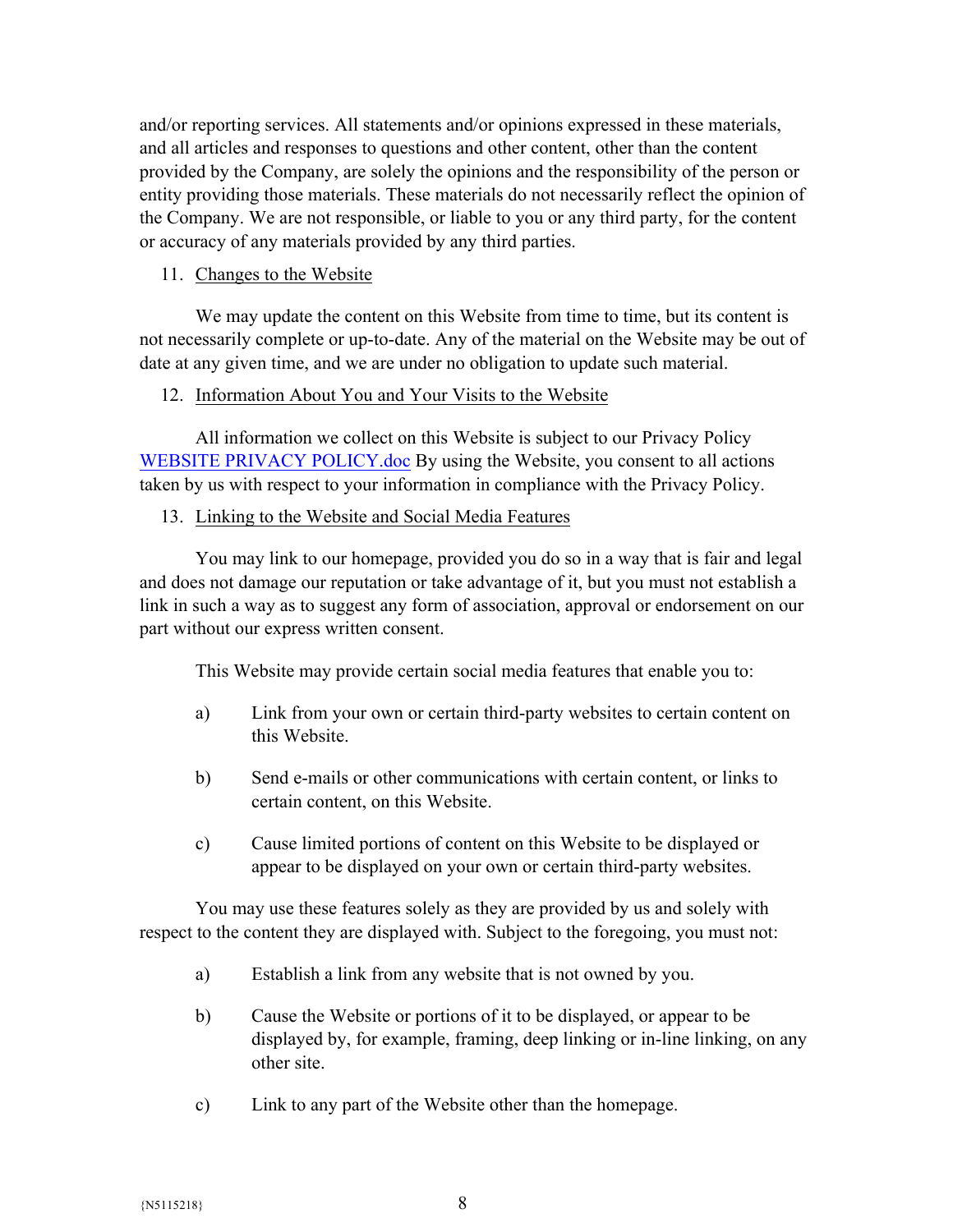and/or reporting services. All statements and/or opinions expressed in these materials, and all articles and responses to questions and other content, other than the content provided by the Company, are solely the opinions and the responsibility of the person or entity providing those materials. These materials do not necessarily reflect the opinion of the Company. We are not responsible, or liable to you or any third party, for the content or accuracy of any materials provided by any third parties.

11. Changes to the Website

We may update the content on this Website from time to time, but its content is not necessarily complete or up-to-date. Any of the material on the Website may be out of date at any given time, and we are under no obligation to update such material.

12. Information About You and Your Visits to the Website

All information we collect on this Website is subject to our Privacy Policy WEBSITE PRIVACY POLICY.doc By using the Website, you consent to all actions taken by us with respect to your information in compliance with the Privacy Policy.

13. Linking to the Website and Social Media Features

You may link to our homepage, provided you do so in a way that is fair and legal and does not damage our reputation or take advantage of it, but you must not establish a link in such a way as to suggest any form of association, approval or endorsement on our part without our express written consent.

This Website may provide certain social media features that enable you to:

a) Link from your own or certain third-party websites to certain content on this Website.

b) Send e-mails or other communications with certain content, or links to certain content, on this Website.

c) Cause limited portions of content on this Website to be displayed or appear to be displayed on your own or certain third-party websites.

You may use these features solely as they are provided by us and solely with respect to the content they are displayed with. Subject to the foregoing, you must not:

a) Establish a link from any website that is not owned by you.

b) Cause the Website or portions of it to be displayed, or appear to be displayed by, for example, framing, deep linking or in-line linking, on any other site.

c) Link to any part of the Website other than the homepage.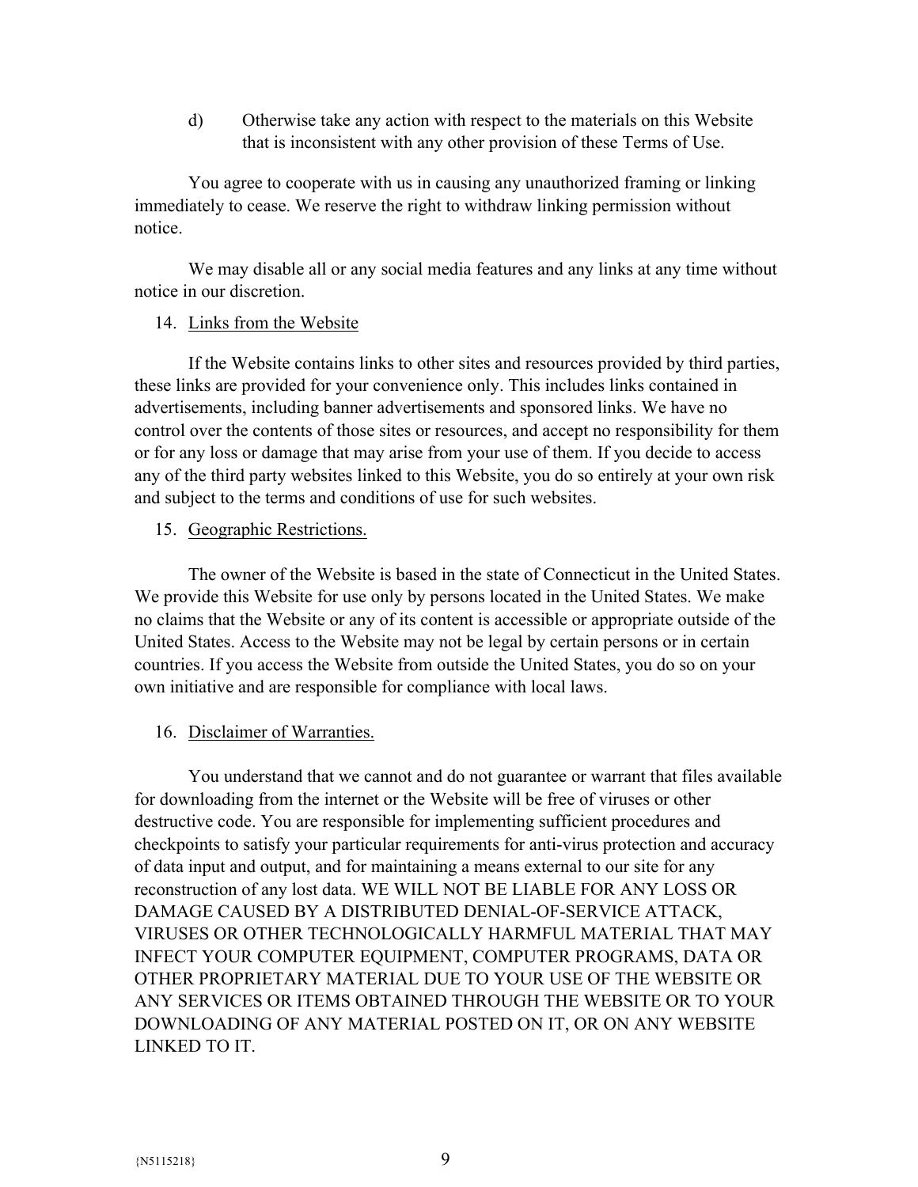d) Otherwise take any action with respect to the materials on this Website that is inconsistent with any other provision of these Terms of Use.

You agree to cooperate with us in causing any unauthorized framing or linking immediately to cease. We reserve the right to withdraw linking permission without notice.

We may disable all or any social media features and any links at any time without notice in our discretion.

14. <u>Links from the Website</u>

If the Website contains links to other sites and resources provided by third parties, these links are provided for your convenience only. This includes links contained in advertisements, including banner advertisements and sponsored links. We have no control over the contents of those sites or resources, and accept no responsibility for them or for any loss or damage that may arise from your use of them. If you decide to access any of the third party websites linked to this Website, you do so entirely at your own risk and subject to the terms and conditions of use for such websites.

15. <u>Geographic Restrictions.</u>

The owner of the Website is based in the state of Connecticut in the United States. We provide this Website for use only by persons located in the United States. We make no claims that the Website or any of its content is accessible or appropriate outside of the United States. Access to the Website may not be legal by certain persons or in certain countries. If you access the Website from outside the United States, you do so on your own initiative and are responsible for compliance with local laws.

16. <u>Disclaimer of Warranties.</u>

You understand that we cannot and do not guarantee or warrant that files available for downloading from the internet or the Website will be free of viruses or other destructive code. You are responsible for implementing sufficient procedures and checkpoints to satisfy your particular requirements for anti-virus protection and accuracy of data input and output, and for maintaining a means external to our site for any reconstruction of any lost data. WE WILL NOT BE LIABLE FOR ANY LOSS OR DAMAGE CAUSED BY A DISTRIBUTED DENIAL-OF-SERVICE ATTACK, VIRUSES OR OTHER TECHNOLOGICALLY HARMFUL MATERIAL THAT MAY INFECT YOUR COMPUTER EQUIPMENT, COMPUTER PROGRAMS, DATA OR OTHER PROPRIETARY MATERIAL DUE TO YOUR USE OF THE WEBSITE OR ANY SERVICES OR ITEMS OBTAINED THROUGH THE WEBSITE OR TO YOUR DOWNLOADING OF ANY MATERIAL POSTED ON IT, OR ON ANY WEBSITE LINKED TO IT.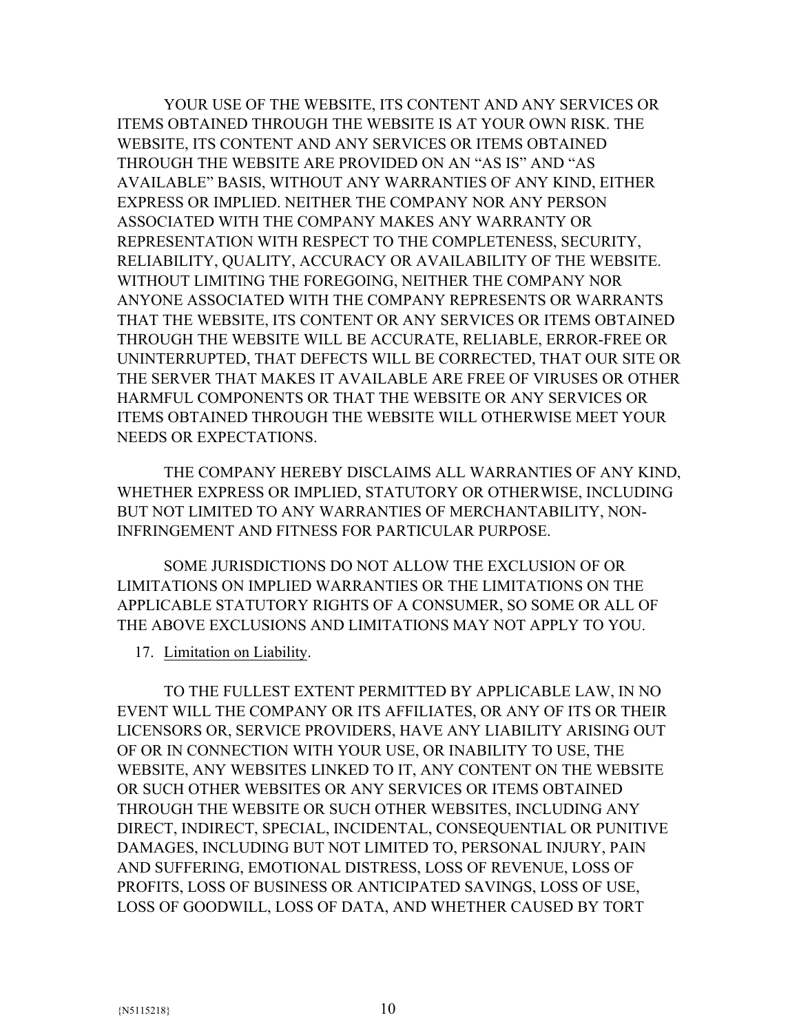YOUR USE OF THE WEBSITE, ITS CONTENT AND ANY SERVICES OR ITEMS OBTAINED THROUGH THE WEBSITE IS AT YOUR OWN RISK. THE WEBSITE, ITS CONTENT AND ANY SERVICES OR ITEMS OBTAINED THROUGH THE WEBSITE ARE PROVIDED ON AN "AS IS" AND "AS AVAILABLE" BASIS, WITHOUT ANY WARRANTIES OF ANY KIND, EITHER EXPRESS OR IMPLIED. NEITHER THE COMPANY NOR ANY PERSON ASSOCIATED WITH THE COMPANY MAKES ANY WARRANTY OR REPRESENTATION WITH RESPECT TO THE COMPLETENESS, SECURITY, RELIABILITY, QUALITY, ACCURACY OR AVAILABILITY OF THE WEBSITE. WITHOUT LIMITING THE FOREGOING, NEITHER THE COMPANY NOR ANYONE ASSOCIATED WITH THE COMPANY REPRESENTS OR WARRANTS THAT THE WEBSITE, ITS CONTENT OR ANY SERVICES OR ITEMS OBTAINED THROUGH THE WEBSITE WILL BE ACCURATE, RELIABLE, ERROR-FREE OR UNINTERRUPTED, THAT DEFECTS WILL BE CORRECTED, THAT OUR SITE OR THE SERVER THAT MAKES IT AVAILABLE ARE FREE OF VIRUSES OR OTHER HARMFUL COMPONENTS OR THAT THE WEBSITE OR ANY SERVICES OR ITEMS OBTAINED THROUGH THE WEBSITE WILL OTHERWISE MEET YOUR NEEDS OR EXPECTATIONS.

THE COMPANY HEREBY DISCLAIMS ALL WARRANTIES OF ANY KIND, WHETHER EXPRESS OR IMPLIED, STATUTORY OR OTHERWISE, INCLUDING BUT NOT LIMITED TO ANY WARRANTIES OF MERCHANTABILITY, NON-INFRINGEMENT AND FITNESS FOR PARTICULAR PURPOSE.

SOME JURISDICTIONS DO NOT ALLOW THE EXCLUSION OF OR LIMITATIONS ON IMPLIED WARRANTIES OR THE LIMITATIONS ON THE APPLICABLE STATUTORY RIGHTS OF A CONSUMER, SO SOME OR ALL OF THE ABOVE EXCLUSIONS AND LIMITATIONS MAY NOT APPLY TO YOU.

17. Limitation on Liability.

TO THE FULLEST EXTENT PERMITTED BY APPLICABLE LAW, IN NO EVENT WILL THE COMPANY OR ITS AFFILIATES, OR ANY OF ITS OR THEIR LICENSORS OR, SERVICE PROVIDERS, HAVE ANY LIABILITY ARISING OUT OF OR IN CONNECTION WITH YOUR USE, OR INABILITY TO USE, THE WEBSITE, ANY WEBSITES LINKED TO IT, ANY CONTENT ON THE WEBSITE OR SUCH OTHER WEBSITES OR ANY SERVICES OR ITEMS OBTAINED THROUGH THE WEBSITE OR SUCH OTHER WEBSITES, INCLUDING ANY DIRECT, INDIRECT, SPECIAL, INCIDENTAL, CONSEQUENTIAL OR PUNITIVE DAMAGES, INCLUDING BUT NOT LIMITED TO, PERSONAL INJURY, PAIN AND SUFFERING, EMOTIONAL DISTRESS, LOSS OF REVENUE, LOSS OF PROFITS, LOSS OF BUSINESS OR ANTICIPATED SAVINGS, LOSS OF USE, LOSS OF GOODWILL, LOSS OF DATA, AND WHETHER CAUSED BY TORT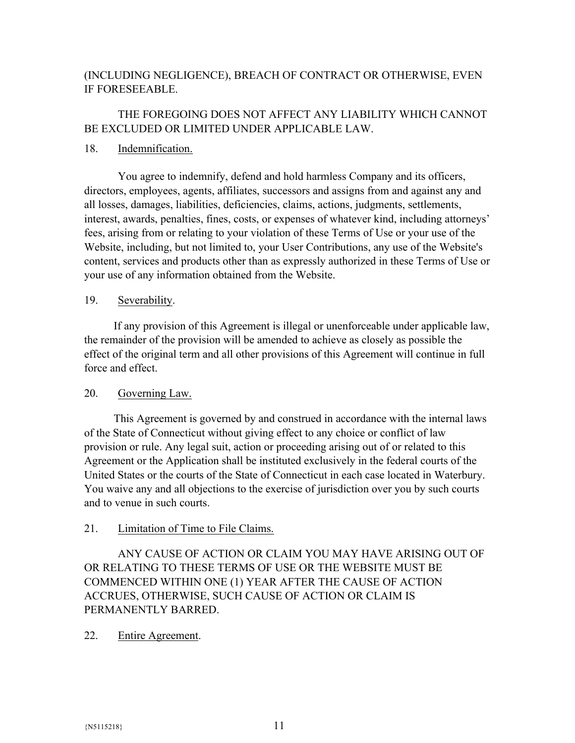(INCLUDING NEGLIGENCE), BREACH OF CONTRACT OR OTHERWISE, EVEN IF FORESEEABLE.

THE FOREGOING DOES NOT AFFECT ANY LIABILITY WHICH CANNOT BE EXCLUDED OR LIMITED UNDER APPLICABLE LAW.

18. Indemnification.

You agree to indemnify, defend and hold harmless Company and its officers, directors, employees, agents, affiliates, successors and assigns from and against any and all losses, damages, liabilities, deficiencies, claims, actions, judgments, settlements, interest, awards, penalties, fines, costs, or expenses of whatever kind, including attorneys' fees, arising from or relating to your violation of these Terms of Use or your use of the Website, including, but not limited to, your User Contributions, any use of the Website's content, services and products other than as expressly authorized in these Terms of Use or your use of any information obtained from the Website.

19. Severability.

If any provision of this Agreement is illegal or unenforceable under applicable law, the remainder of the provision will be amended to achieve as closely as possible the effect of the original term and all other provisions of this Agreement will continue in full force and effect.

20. Governing Law.

This Agreement is governed by and construed in accordance with the internal laws of the State of Connecticut without giving effect to any choice or conflict of law provision or rule. Any legal suit, action or proceeding arising out of or related to this Agreement or the Application shall be instituted exclusively in the federal courts of the United States or the courts of the State of Connecticut in each case located in Waterbury. You waive any and all objections to the exercise of jurisdiction over you by such courts and to venue in such courts.

21. Limitation of Time to File Claims.

ANY CAUSE OF ACTION OR CLAIM YOU MAY HAVE ARISING OUT OF OR RELATING TO THESE TERMS OF USE OR THE WEBSITE MUST BE COMMENCED WITHIN ONE (1) YEAR AFTER THE CAUSE OF ACTION ACCRUES, OTHERWISE, SUCH CAUSE OF ACTION OR CLAIM IS PERMANENTLY BARRED.

22. Entire Agreement.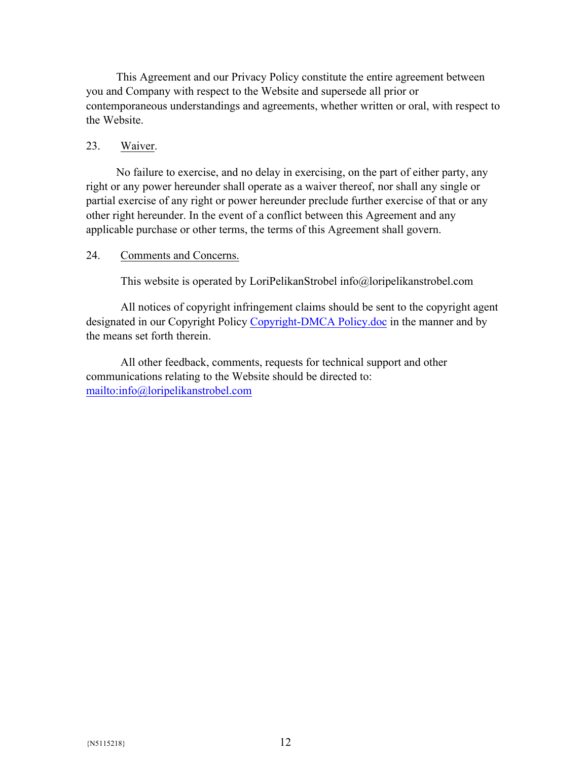This Agreement and our Privacy Policy constitute the entire agreement between you and Company with respect to the Website and supersede all prior or contemporaneous understandings and agreements, whether written or oral, with respect to the Website.

23. Waiver.

No failure to exercise, and no delay in exercising, on the part of either party, any right or any power hereunder shall operate as a waiver thereof, nor shall any single or partial exercise of any right or power hereunder preclude further exercise of that or any other right hereunder. In the event of a conflict between this Agreement and any applicable purchase or other terms, the terms of this Agreement shall govern.

24. Comments and Concerns.

This website is operated by LoriPelikanStrobel info@loripelikanstrobel.com

All notices of copyright infringement claims should be sent to the copyright agent designated in our Copyright Policy Copyright-DMCA Policy.doc in the manner and by the means set forth therein.

All other feedback, comments, requests for technical support and other communications relating to the Website should be directed to: mailto:info@loripelikanstrobel.com